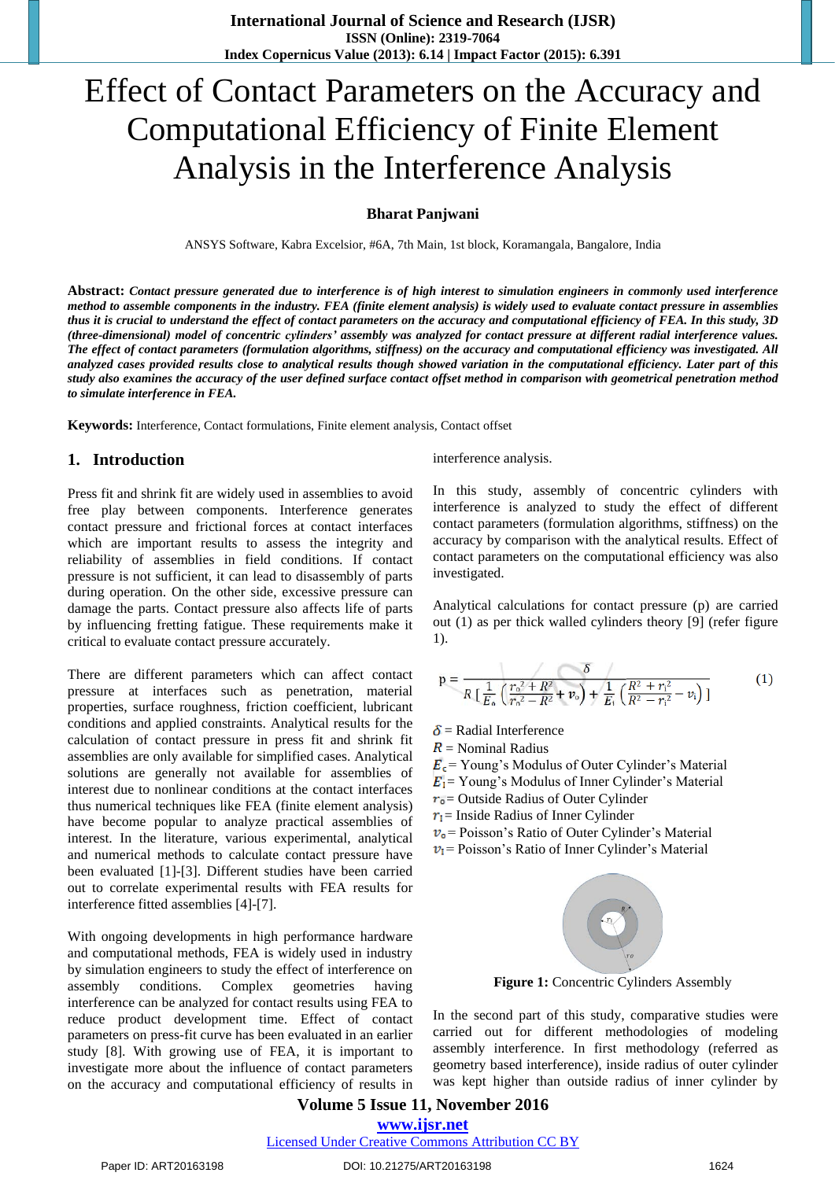# Effect of Contact Parameters on the Accuracy and Computational Efficiency of Finite Element Analysis in the Interference Analysis

**Bharat Panjwani**

ANSYS Software, Kabra Excelsior, #6A, 7th Main, 1st block, Koramangala, Bangalore, India

**Abstract:** ***Contact pressure generated due to interference is of high interest to simulation engineers in commonly used interference method to assemble components in the industry. FEA (finite element analysis) is widely used to evaluate contact pressure in assemblies thus it is crucial to understand the effect of contact parameters on the accuracy and computational efficiency of FEA. In this study, 3D (three-dimensional) model of concentric cylinders' assembly was analyzed for contact pressure at different radial interference values. The effect of contact parameters (formulation algorithms, stiffness) on the accuracy and computational efficiency was investigated. All analyzed cases provided results close to analytical results though showed variation in the computational efficiency. Later part of this study also examines the accuracy of the user defined surface contact offset method in comparison with geometrical penetration method to simulate interference in FEA.***

**Keywords:** Interference, Contact formulations, Finite element analysis, Contact offset

## 1. Introduction

Press fit and shrink fit are widely used in assemblies to avoid free play between components. Interference generates contact pressure and frictional forces at contact interfaces which are important results to assess the integrity and reliability of assemblies in field conditions. If contact pressure is not sufficient, it can lead to disassembly of parts during operation. On the other side, excessive pressure can damage the parts. Contact pressure also affects life of parts by influencing fretting fatigue. These requirements make it critical to evaluate contact pressure accurately.

There are different parameters which can affect contact pressure at interfaces such as penetration, material properties, surface roughness, friction coefficient, lubricant conditions and applied constraints. Analytical results for the calculation of contact pressure in press fit and shrink fit assemblies are only available for simplified cases. Analytical solutions are generally not available for assemblies of interest due to nonlinear conditions at the contact interfaces thus numerical techniques like FEA (finite element analysis) have become popular to analyze practical assemblies of interest. In the literature, various experimental, analytical and numerical methods to calculate contact pressure have been evaluated [1]-[3]. Different studies have been carried out to correlate experimental results with FEA results for interference fitted assemblies [4]-[7].

With ongoing developments in high performance hardware and computational methods, FEA is widely used in industry by simulation engineers to study the effect of interference on assembly conditions. Complex geometries having interference can be analyzed for contact results using FEA to reduce product development time. Effect of contact parameters on press-fit curve has been evaluated in an earlier study [8]. With growing use of FEA, it is important to investigate more about the influence of contact parameters on the accuracy and computational efficiency of results in interference analysis.

In this study, assembly of concentric cylinders with interference is analyzed to study the effect of different contact parameters (formulation algorithms, stiffness) on the accuracy by comparison with the analytical results. Effect of contact parameters on the computational efficiency was also investigated.

Analytical calculations for contact pressure (p) are carried out (1) as per thick walled cylinders theory [9] (refer figure 1).

$$p = \frac{\delta}{R\left[\frac{1}{E_o}\left(\frac{r_o^2 + R^2}{r_o^2 - R^2} + \nu_o\right) + \frac{1}{E_i}\left(\frac{R^2 + r_i^2}{R^2 - r_i^2} - \nu_i\right)\right]} \quad (1)$$

$\delta$ = Radial Interference
$R$ = Nominal Radius
$E_o$ = Young's Modulus of Outer Cylinder's Material
$E_i$ = Young's Modulus of Inner Cylinder's Material
$r_o$ = Outside Radius of Outer Cylinder
$r_i$ = Inside Radius of Inner Cylinder
$\nu_o$ = Poisson's Ratio of Outer Cylinder's Material
$\nu_i$ = Poisson's Ratio of Inner Cylinder's Material

**Figure 1:** Concentric Cylinders Assembly

In the second part of this study, comparative studies were carried out for different methodologies of modeling assembly interference. In first methodology (referred as geometry based interference), inside radius of outer cylinder was kept higher than outside radius of inner cylinder by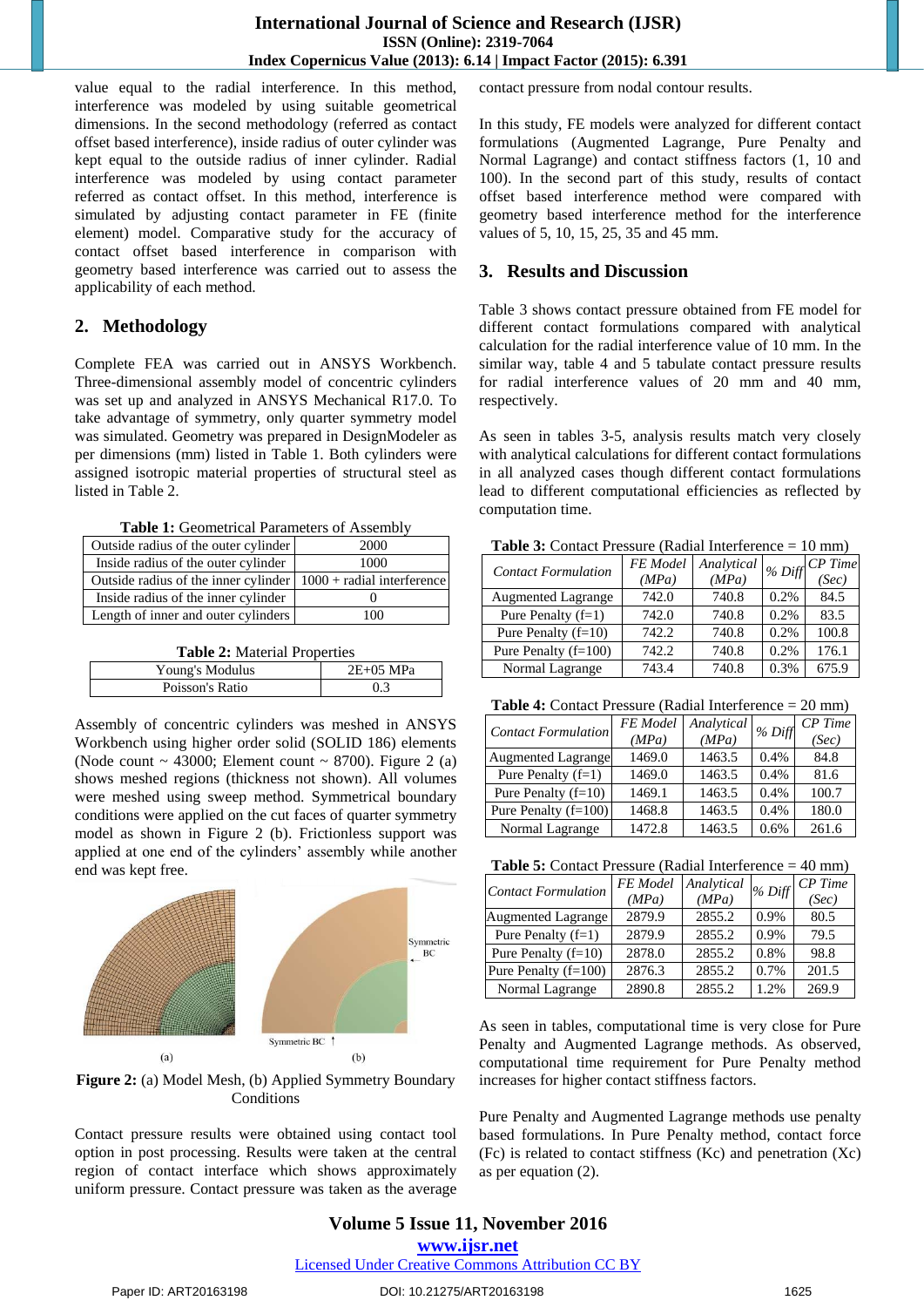value equal to the radial interference. In this method, interference was modeled by using suitable geometrical dimensions. In the second methodology (referred as contact offset based interference), inside radius of outer cylinder was kept equal to the outside radius of inner cylinder. Radial interference was modeled by using contact parameter referred as contact offset. In this method, interference is simulated by adjusting contact parameter in FE (finite element) model. Comparative study for the accuracy of contact offset based interference in comparison with geometry based interference was carried out to assess the applicability of each method.

## 2. Methodology

Complete FEA was carried out in ANSYS Workbench. Three-dimensional assembly model of concentric cylinders was set up and analyzed in ANSYS Mechanical R17.0. To take advantage of symmetry, only quarter symmetry model was simulated. Geometry was prepared in DesignModeler as per dimensions (mm) listed in Table 1. Both cylinders were assigned isotropic material properties of structural steel as listed in Table 2.

**Table 1:** Geometrical Parameters of Assembly

| | |
|---|---|
| Outside radius of the outer cylinder | 2000 |
| Inside radius of the outer cylinder | 1000 |
| Outside radius of the inner cylinder | 1000 + radial interference |
| Inside radius of the inner cylinder | 0 |
| Length of inner and outer cylinders | 100 |

**Table 2:** Material Properties

| | |
|---|---|
| Young's Modulus | 2E+05 MPa |
| Poisson's Ratio | 0.3 |

Assembly of concentric cylinders was meshed in ANSYS Workbench using higher order solid (SOLID 186) elements (Node count ~ 43000; Element count ~ 8700). Figure 2 (a) shows meshed regions (thickness not shown). All volumes were meshed using sweep method. Symmetrical boundary conditions were applied on the cut faces of quarter symmetry model as shown in Figure 2 (b). Frictionless support was applied at one end of the cylinders' assembly while another end was kept free.

**Figure 2:** (a) Model Mesh, (b) Applied Symmetry Boundary Conditions

Contact pressure results were obtained using contact tool option in post processing. Results were taken at the central region of contact interface which shows approximately uniform pressure. Contact pressure was taken as the average contact pressure from nodal contour results.

In this study, FE models were analyzed for different contact formulations (Augmented Lagrange, Pure Penalty and Normal Lagrange) and contact stiffness factors (1, 10 and 100). In the second part of this study, results of contact offset based interference method were compared with geometry based interference method for the interference values of 5, 10, 15, 25, 35 and 45 mm.

## 3. Results and Discussion

Table 3 shows contact pressure obtained from FE model for different contact formulations compared with analytical calculation for the radial interference value of 10 mm. In the similar way, table 4 and 5 tabulate contact pressure results for radial interference values of 20 mm and 40 mm, respectively.

As seen in tables 3-5, analysis results match very closely with analytical calculations for different contact formulations in all analyzed cases though different contact formulations lead to different computational efficiencies as reflected by computation time.

**Table 3:** Contact Pressure (Radial Interference = 10 mm)

| *Contact Formulation* | *FE Model (MPa)* | *Analytical (MPa)* | *% Diff* | *CP Time (Sec)* |
|---|---|---|---|---|
| Augmented Lagrange | 742.0 | 740.8 | 0.2% | 84.5 |
| Pure Penalty (f=1) | 742.0 | 740.8 | 0.2% | 83.5 |
| Pure Penalty (f=10) | 742.2 | 740.8 | 0.2% | 100.8 |
| Pure Penalty (f=100) | 742.2 | 740.8 | 0.2% | 176.1 |
| Normal Lagrange | 743.4 | 740.8 | 0.3% | 675.9 |

**Table 4:** Contact Pressure (Radial Interference = 20 mm)

| *Contact Formulation* | *FE Model (MPa)* | *Analytical (MPa)* | *% Diff* | *CP Time (Sec)* |
|---|---|---|---|---|
| Augmented Lagrange | 1469.0 | 1463.5 | 0.4% | 84.8 |
| Pure Penalty (f=1) | 1469.0 | 1463.5 | 0.4% | 81.6 |
| Pure Penalty (f=10) | 1469.1 | 1463.5 | 0.4% | 100.7 |
| Pure Penalty (f=100) | 1468.8 | 1463.5 | 0.4% | 180.0 |
| Normal Lagrange | 1472.8 | 1463.5 | 0.6% | 261.6 |

**Table 5:** Contact Pressure (Radial Interference = 40 mm)

| *Contact Formulation* | *FE Model (MPa)* | *Analytical (MPa)* | *% Diff* | *CP Time (Sec)* |
|---|---|---|---|---|
| Augmented Lagrange | 2879.9 | 2855.2 | 0.9% | 80.5 |
| Pure Penalty (f=1) | 2879.9 | 2855.2 | 0.9% | 79.5 |
| Pure Penalty (f=10) | 2878.0 | 2855.2 | 0.8% | 98.8 |
| Pure Penalty (f=100) | 2876.3 | 2855.2 | 0.7% | 201.5 |
| Normal Lagrange | 2890.8 | 2855.2 | 1.2% | 269.9 |

As seen in tables, computational time is very close for Pure Penalty and Augmented Lagrange methods. As observed, computational time requirement for Pure Penalty method increases for higher contact stiffness factors.

Pure Penalty and Augmented Lagrange methods use penalty based formulations. In Pure Penalty method, contact force ($F_c$) is related to contact stiffness ($K_c$) and penetration ($X_c$) as per equation (2).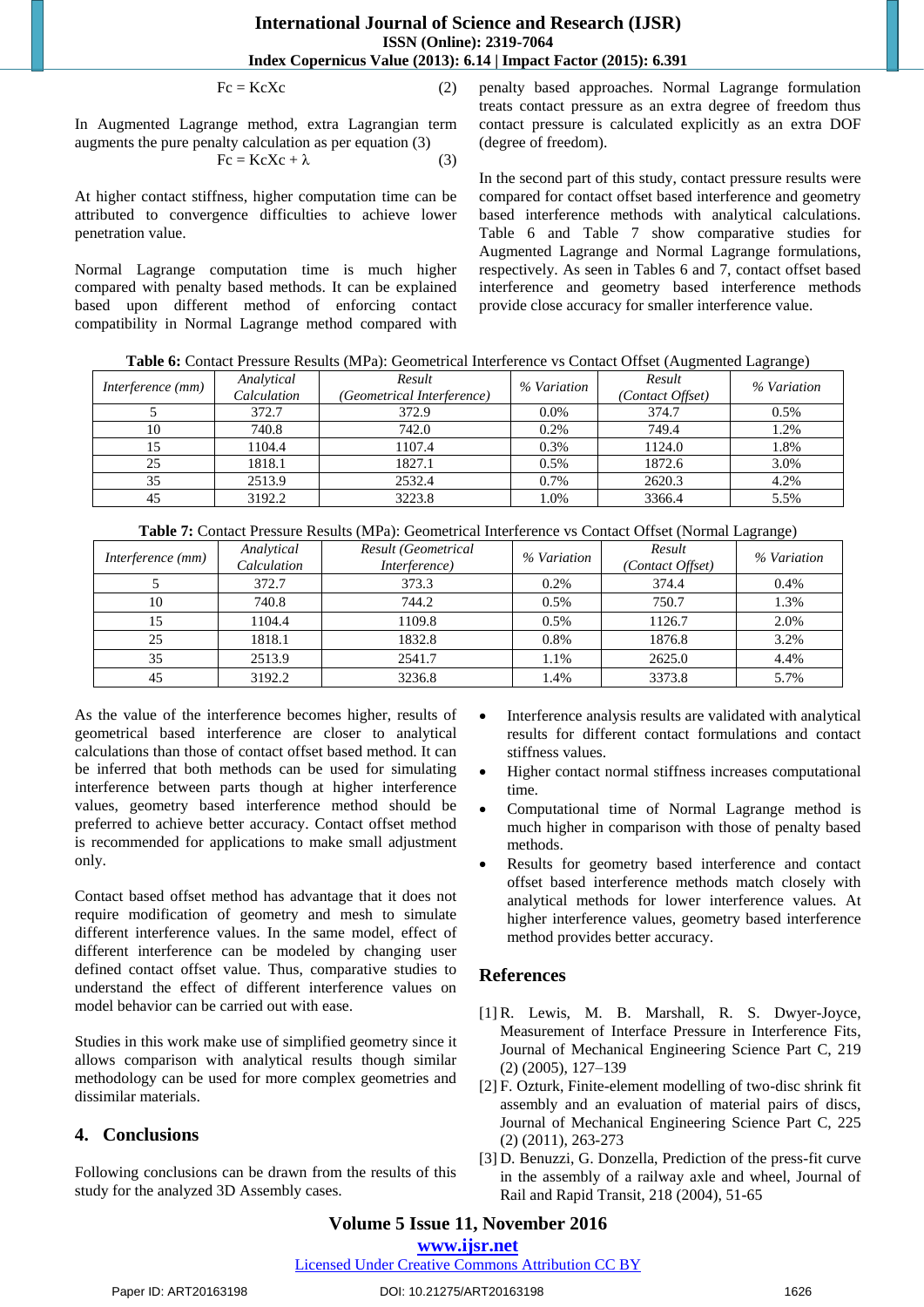$$Fc = KcXc \quad (2)$$

In Augmented Lagrange method, extra Lagrangian term augments the pure penalty calculation as per equation (3)

$$Fc = KcXc + \lambda \quad (3)$$

At higher contact stiffness, higher computation time can be attributed to convergence difficulties to achieve lower penetration value.

Normal Lagrange computation time is much higher compared with penalty based methods. It can be explained based upon different method of enforcing contact compatibility in Normal Lagrange method compared with penalty based approaches. Normal Lagrange formulation treats contact pressure as an extra degree of freedom thus contact pressure is calculated explicitly as an extra DOF (degree of freedom).

In the second part of this study, contact pressure results were compared for contact offset based interference and geometry based interference methods with analytical calculations. Table 6 and Table 7 show comparative studies for Augmented Lagrange and Normal Lagrange formulations, respectively. As seen in Tables 6 and 7, contact offset based interference and geometry based interference methods provide close accuracy for smaller interference value.

**Table 6:** Contact Pressure Results (MPa): Geometrical Interference vs Contact Offset (Augmented Lagrange)

| *Interference (mm)* | *Analytical Calculation* | *Result (Geometrical Interference)* | *% Variation* | *Result (Contact Offset)* | *% Variation* |
|---|---|---|---|---|---|
| 5 | 372.7 | 372.9 | 0.0% | 374.7 | 0.5% |
| 10 | 740.8 | 742.0 | 0.2% | 749.4 | 1.2% |
| 15 | 1104.4 | 1107.4 | 0.3% | 1124.0 | 1.8% |
| 25 | 1818.1 | 1827.1 | 0.5% | 1872.6 | 3.0% |
| 35 | 2513.9 | 2532.4 | 0.7% | 2620.3 | 4.2% |
| 45 | 3192.2 | 3223.8 | 1.0% | 3366.4 | 5.5% |

**Table 7:** Contact Pressure Results (MPa): Geometrical Interference vs Contact Offset (Normal Lagrange)

| *Interference (mm)* | *Analytical Calculation* | *Result (Geometrical Interference)* | *% Variation* | *Result (Contact Offset)* | *% Variation* |
|---|---|---|---|---|---|
| 5 | 372.7 | 373.3 | 0.2% | 374.4 | 0.4% |
| 10 | 740.8 | 744.2 | 0.5% | 750.7 | 1.3% |
| 15 | 1104.4 | 1109.8 | 0.5% | 1126.7 | 2.0% |
| 25 | 1818.1 | 1832.8 | 0.8% | 1876.8 | 3.2% |
| 35 | 2513.9 | 2541.7 | 1.1% | 2625.0 | 4.4% |
| 45 | 3192.2 | 3236.8 | 1.4% | 3373.8 | 5.7% |

As the value of the interference becomes higher, results of geometrical based interference are closer to analytical calculations than those of contact offset based method. It can be inferred that both methods can be used for simulating interference between parts though at higher interference values, geometry based interference method should be preferred to achieve better accuracy. Contact offset method is recommended for applications to make small adjustment only.

Contact based offset method has advantage that it does not require modification of geometry and mesh to simulate different interference values. In the same model, effect of different interference can be modeled by changing user defined contact offset value. Thus, comparative studies to understand the effect of different interference values on model behavior can be carried out with ease.

Studies in this work make use of simplified geometry since it allows comparison with analytical results though similar methodology can be used for more complex geometries and dissimilar materials.

## 4. Conclusions

Following conclusions can be drawn from the results of this study for the analyzed 3D Assembly cases.

- Interference analysis results are validated with analytical results for different contact formulations and contact stiffness values.
- Higher contact normal stiffness increases computational time.
- Computational time of Normal Lagrange method is much higher in comparison with those of penalty based methods.
- Results for geometry based interference and contact offset based interference methods match closely with analytical methods for lower interference values. At higher interference values, geometry based interference method provides better accuracy.

## References

[1] R. Lewis, M. B. Marshall, R. S. Dwyer-Joyce, Measurement of Interface Pressure in Interference Fits, Journal of Mechanical Engineering Science Part C, 219 (2) (2005), 127–139

[2] F. Ozturk, Finite-element modelling of two-disc shrink fit assembly and an evaluation of material pairs of discs, Journal of Mechanical Engineering Science Part C, 225 (2) (2011), 263-273

[3] D. Benuzzi, G. Donzella, Prediction of the press-fit curve in the assembly of a railway axle and wheel, Journal of Rail and Rapid Transit, 218 (2004), 51-65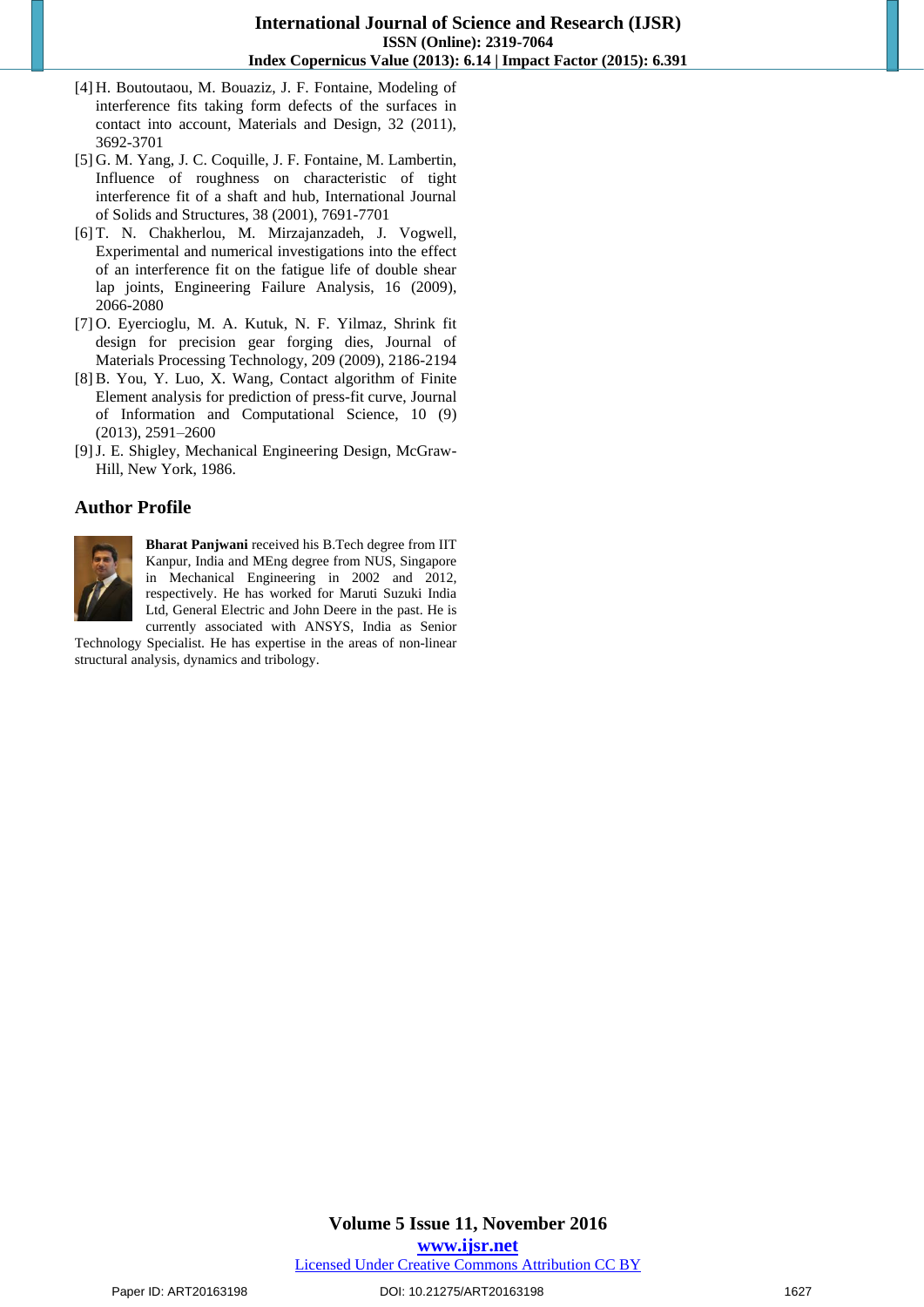[4] H. Boutoutaou, M. Bouaziz, J. F. Fontaine, Modeling of interference fits taking form defects of the surfaces in contact into account, Materials and Design, 32 (2011), 3692-3701

[5] G. M. Yang, J. C. Coquille, J. F. Fontaine, M. Lambertin, Influence of roughness on characteristic of tight interference fit of a shaft and hub, International Journal of Solids and Structures, 38 (2001), 7691-7701

[6] T. N. Chakherlou, M. Mirzajanzadeh, J. Vogwell, Experimental and numerical investigations into the effect of an interference fit on the fatigue life of double shear lap joints, Engineering Failure Analysis, 16 (2009), 2066-2080

[7] O. Eyercioglu, M. A. Kutuk, N. F. Yilmaz, Shrink fit design for precision gear forging dies, Journal of Materials Processing Technology, 209 (2009), 2186-2194

[8] B. You, Y. Luo, X. Wang, Contact algorithm of Finite Element analysis for prediction of press-fit curve, Journal of Information and Computational Science, 10 (9) (2013), 2591–2600

[9] J. E. Shigley, Mechanical Engineering Design, McGraw-Hill, New York, 1986.

## Author Profile

**Bharat Panjwani** received his B.Tech degree from IIT Kanpur, India and MEng degree from NUS, Singapore in Mechanical Engineering in 2002 and 2012, respectively. He has worked for Maruti Suzuki India Ltd, General Electric and John Deere in the past. He is currently associated with ANSYS, India as Senior Technology Specialist. He has expertise in the areas of non-linear structural analysis, dynamics and tribology.